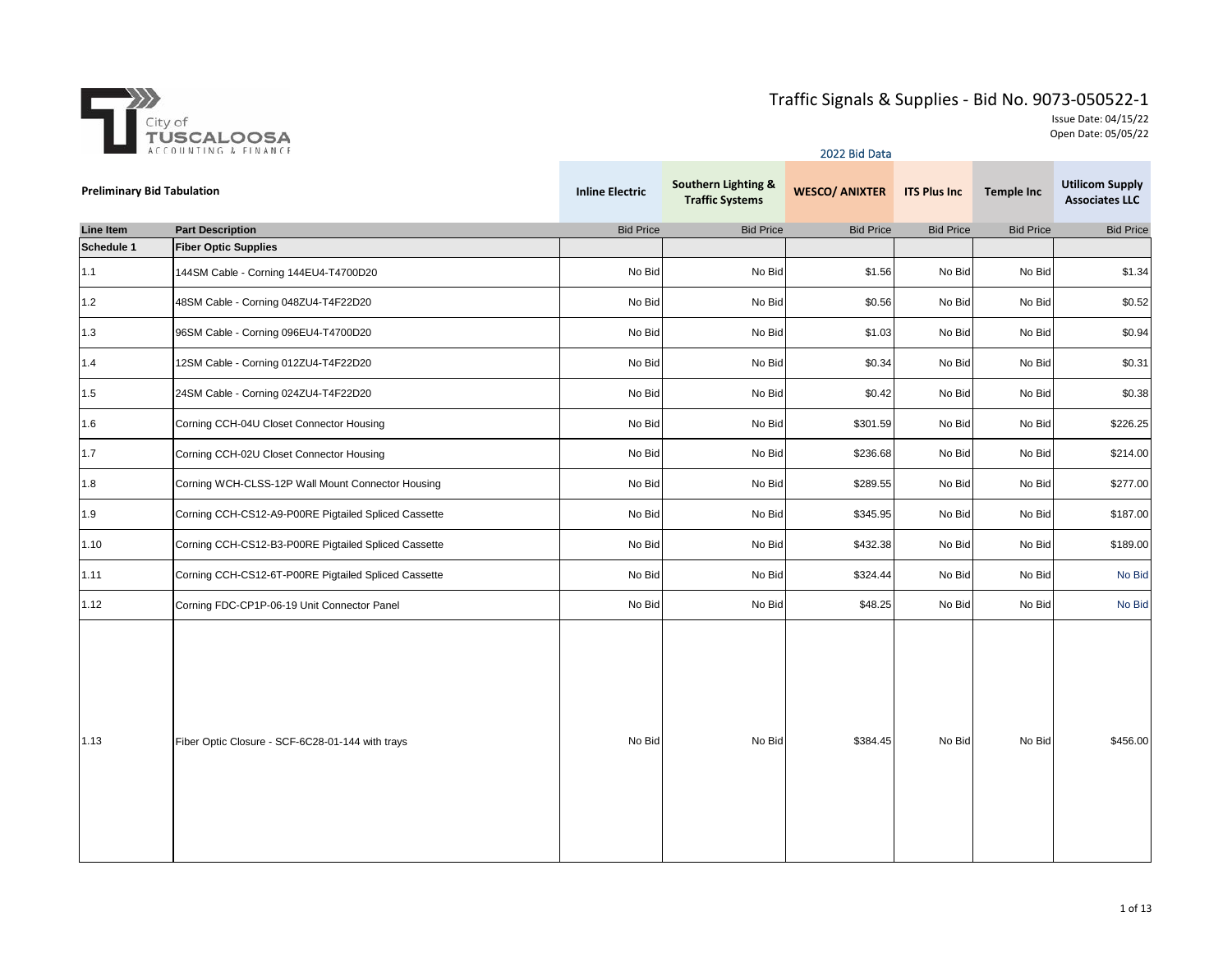City of TUSCALOOSA ACCOUNTING & FINANCE

# Traffic Signals & Supplies - Bid No. 9073-050522-1

Issue Date: 04/15/22
Open Date: 05/05/22

2022 Bid Data

**Preliminary Bid Tabulation**

| Line Item | Part Description | Inline Electric | Southern Lighting & Traffic Systems | WESCO/ ANIXTER | ITS Plus Inc | Temple Inc | Utilicom Supply Associates LLC |
|---|---|---|---|---|---|---|---|
| | | Bid Price | Bid Price | Bid Price | Bid Price | Bid Price | Bid Price |
| **Schedule 1** | **Fiber Optic Supplies** | | | | | | |
| 1.1 | 144SM Cable - Corning 144EU4-T4700D20 | No Bid | No Bid | $1.56 | No Bid | No Bid | $1.34 |
| 1.2 | 48SM Cable - Corning 048ZU4-T4F22D20 | No Bid | No Bid | $0.56 | No Bid | No Bid | $0.52 |
| 1.3 | 96SM Cable - Corning 096EU4-T4700D20 | No Bid | No Bid | $1.03 | No Bid | No Bid | $0.94 |
| 1.4 | 12SM Cable - Corning 012ZU4-T4F22D20 | No Bid | No Bid | $0.34 | No Bid | No Bid | $0.31 |
| 1.5 | 24SM Cable - Corning 024ZU4-T4F22D20 | No Bid | No Bid | $0.42 | No Bid | No Bid | $0.38 |
| 1.6 | Corning CCH-04U Closet Connector Housing | No Bid | No Bid | $301.59 | No Bid | No Bid | $226.25 |
| 1.7 | Corning CCH-02U Closet Connector Housing | No Bid | No Bid | $236.68 | No Bid | No Bid | $214.00 |
| 1.8 | Corning WCH-CLSS-12P Wall Mount Connector Housing | No Bid | No Bid | $289.55 | No Bid | No Bid | $277.00 |
| 1.9 | Corning CCH-CS12-A9-P00RE Pigtailed Spliced Cassette | No Bid | No Bid | $345.95 | No Bid | No Bid | $187.00 |
| 1.10 | Corning CCH-CS12-B3-P00RE Pigtailed Spliced Cassette | No Bid | No Bid | $432.38 | No Bid | No Bid | $189.00 |
| 1.11 | Corning CCH-CS12-6T-P00RE Pigtailed Spliced Cassette | No Bid | No Bid | $324.44 | No Bid | No Bid | No Bid |
| 1.12 | Corning FDC-CP1P-06-19 Unit Connector Panel | No Bid | No Bid | $48.25 | No Bid | No Bid | No Bid |
| 1.13 | Fiber Optic Closure - SCF-6C28-01-144 with trays | No Bid | No Bid | $384.45 | No Bid | No Bid | $456.00 |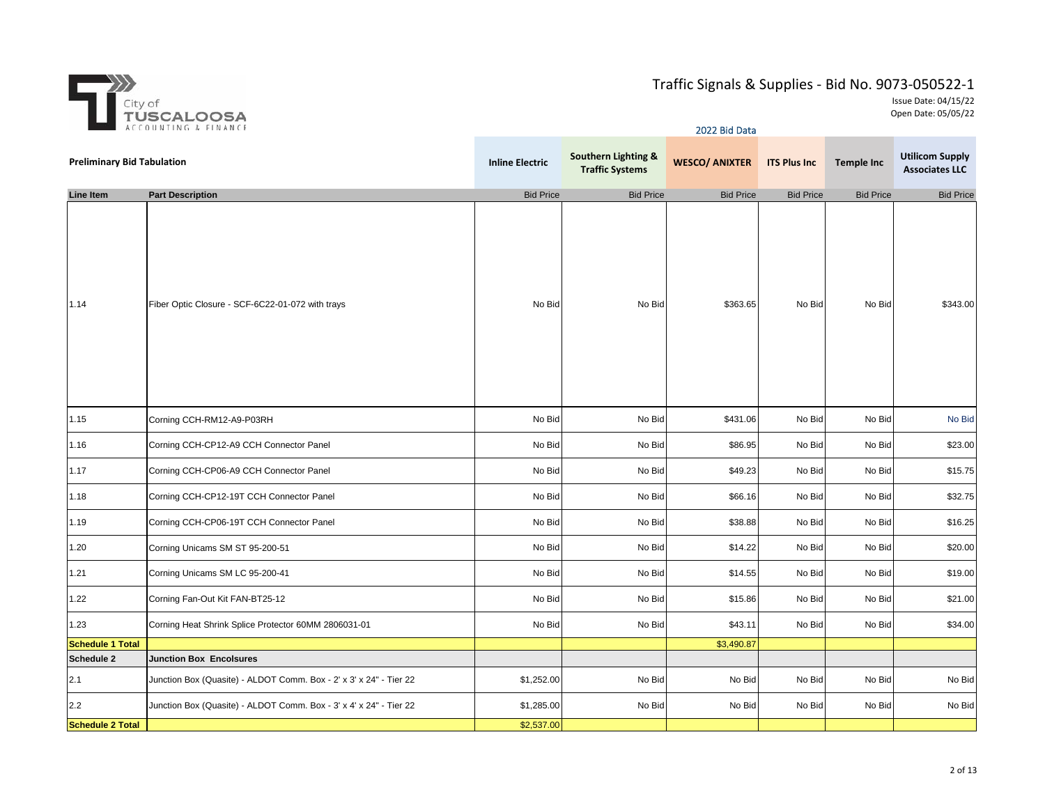City of TUSCALOOSA ACCOUNTING & FINANCE

# Traffic Signals & Supplies - Bid No. 9073-050522-1

Issue Date: 04/15/22
Open Date: 05/05/22

2022 Bid Data

**Preliminary Bid Tabulation**

| Line Item | Part Description | Inline Electric | Southern Lighting & Traffic Systems | WESCO/ ANIXTER | ITS Plus Inc | Temple Inc | Utilicom Supply Associates LLC |
|---|---|---|---|---|---|---|---|
| | | Bid Price | Bid Price | Bid Price | Bid Price | Bid Price | Bid Price |
| 1.14 | Fiber Optic Closure - SCF-6C22-01-072 with trays | No Bid | No Bid | $363.65 | No Bid | No Bid | $343.00 |
| 1.15 | Corning CCH-RM12-A9-P03RH | No Bid | No Bid | $431.06 | No Bid | No Bid | No Bid |
| 1.16 | Corning CCH-CP12-A9 CCH Connector Panel | No Bid | No Bid | $86.95 | No Bid | No Bid | $23.00 |
| 1.17 | Corning CCH-CP06-A9 CCH Connector Panel | No Bid | No Bid | $49.23 | No Bid | No Bid | $15.75 |
| 1.18 | Corning CCH-CP12-19T CCH Connector Panel | No Bid | No Bid | $66.16 | No Bid | No Bid | $32.75 |
| 1.19 | Corning CCH-CP06-19T CCH Connector Panel | No Bid | No Bid | $38.88 | No Bid | No Bid | $16.25 |
| 1.20 | Corning Unicams SM ST 95-200-51 | No Bid | No Bid | $14.22 | No Bid | No Bid | $20.00 |
| 1.21 | Corning Unicams SM LC 95-200-41 | No Bid | No Bid | $14.55 | No Bid | No Bid | $19.00 |
| 1.22 | Corning Fan-Out Kit FAN-BT25-12 | No Bid | No Bid | $15.86 | No Bid | No Bid | $21.00 |
| 1.23 | Corning Heat Shrink Splice Protector 60MM 2806031-01 | No Bid | No Bid | $43.11 | No Bid | No Bid | $34.00 |
| **Schedule 1 Total** | | | | $3,490.87 | | | |
| **Schedule 2** | **Junction Box Encolsures** | | | | | | |
| 2.1 | Junction Box (Quasite) - ALDOT Comm. Box - 2' x 3' x 24" - Tier 22 | $1,252.00 | No Bid | No Bid | No Bid | No Bid | No Bid |
| 2.2 | Junction Box (Quasite) - ALDOT Comm. Box - 3' x 4' x 24" - Tier 22 | $1,285.00 | No Bid | No Bid | No Bid | No Bid | No Bid |
| **Schedule 2 Total** | | $2,537.00 | | | | | |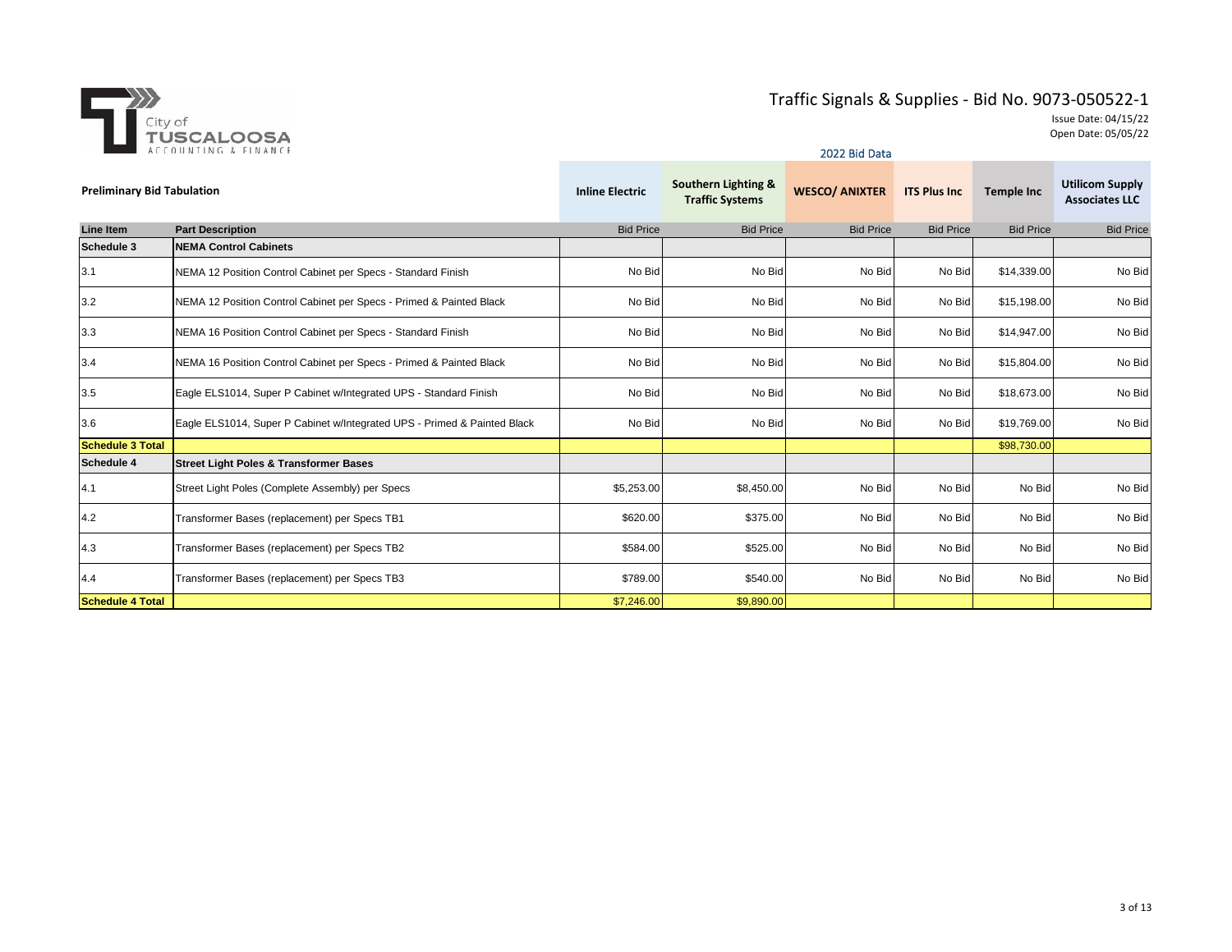City of TUSCALOOSA ACCOUNTING & FINANCE

# Traffic Signals & Supplies - Bid No. 9073-050522-1

Issue Date: 04/15/22
Open Date: 05/05/22

2022 Bid Data

**Preliminary Bid Tabulation**

| Line Item | Part Description | Inline Electric | Southern Lighting & Traffic Systems | WESCO/ ANIXTER | ITS Plus Inc | Temple Inc | Utilicom Supply Associates LLC |
|---|---|---|---|---|---|---|---|
| | | Bid Price | Bid Price | Bid Price | Bid Price | Bid Price | Bid Price |
| **Schedule 3** | **NEMA Control Cabinets** | | | | | | |
| 3.1 | NEMA 12 Position Control Cabinet per Specs - Standard Finish | No Bid | No Bid | No Bid | No Bid | $14,339.00 | No Bid |
| 3.2 | NEMA 12 Position Control Cabinet per Specs - Primed & Painted Black | No Bid | No Bid | No Bid | No Bid | $15,198.00 | No Bid |
| 3.3 | NEMA 16 Position Control Cabinet per Specs - Standard Finish | No Bid | No Bid | No Bid | No Bid | $14,947.00 | No Bid |
| 3.4 | NEMA 16 Position Control Cabinet per Specs - Primed & Painted Black | No Bid | No Bid | No Bid | No Bid | $15,804.00 | No Bid |
| 3.5 | Eagle ELS1014, Super P Cabinet w/Integrated UPS - Standard Finish | No Bid | No Bid | No Bid | No Bid | $18,673.00 | No Bid |
| 3.6 | Eagle ELS1014, Super P Cabinet w/Integrated UPS - Primed & Painted Black | No Bid | No Bid | No Bid | No Bid | $19,769.00 | No Bid |
| **Schedule 3 Total** | | | | | | $98,730.00 | |
| **Schedule 4** | **Street Light Poles & Transformer Bases** | | | | | | |
| 4.1 | Street Light Poles (Complete Assembly) per Specs | $5,253.00 | $8,450.00 | No Bid | No Bid | No Bid | No Bid |
| 4.2 | Transformer Bases (replacement) per Specs TB1 | $620.00 | $375.00 | No Bid | No Bid | No Bid | No Bid |
| 4.3 | Transformer Bases (replacement) per Specs TB2 | $584.00 | $525.00 | No Bid | No Bid | No Bid | No Bid |
| 4.4 | Transformer Bases (replacement) per Specs TB3 | $789.00 | $540.00 | No Bid | No Bid | No Bid | No Bid |
| **Schedule 4 Total** | | $7,246.00 | $9,890.00 | | | | |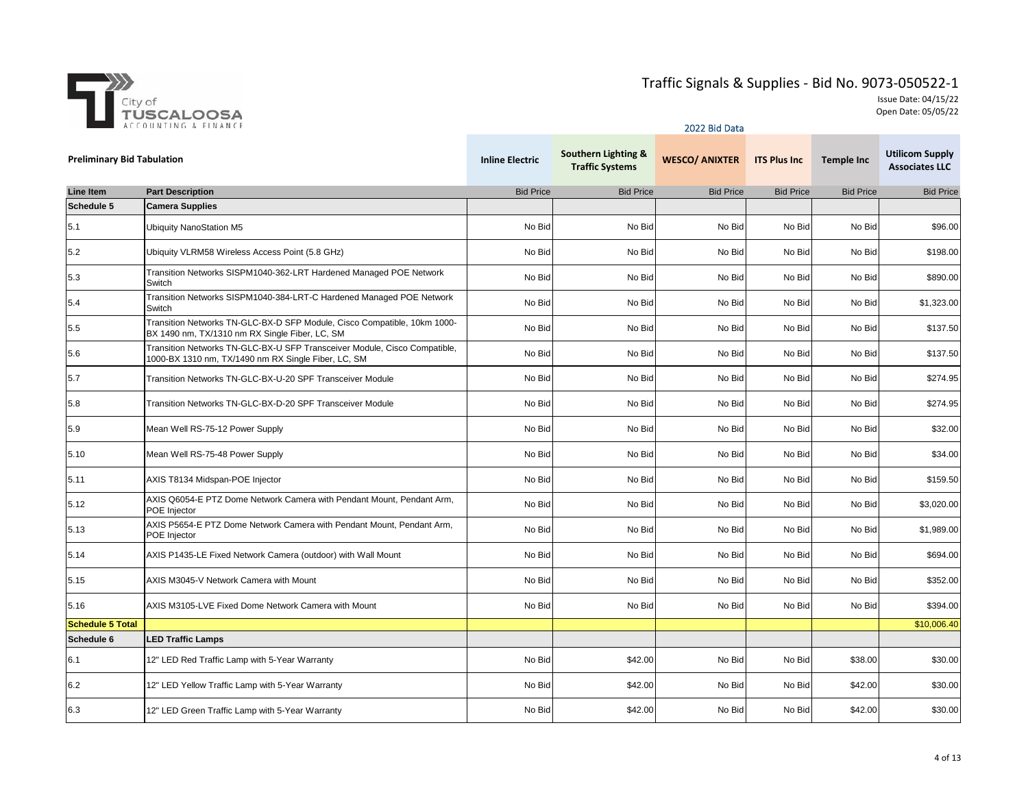City of TUSCALOOSA ACCOUNTING & FINANCE

# Traffic Signals & Supplies - Bid No. 9073-050522-1

Issue Date: 04/15/22
Open Date: 05/05/22

2022 Bid Data

**Preliminary Bid Tabulation**

| Line Item | Part Description | Inline Electric | Southern Lighting & Traffic Systems | WESCO/ ANIXTER | ITS Plus Inc | Temple Inc | Utilicom Supply Associates LLC |
|---|---|---|---|---|---|---|---|
| | | Bid Price | Bid Price | Bid Price | Bid Price | Bid Price | Bid Price |
| **Schedule 5** | **Camera Supplies** | | | | | | |
| 5.1 | Ubiquity NanoStation M5 | No Bid | No Bid | No Bid | No Bid | No Bid | $96.00 |
| 5.2 | Ubiquity VLRM58 Wireless Access Point (5.8 GHz) | No Bid | No Bid | No Bid | No Bid | No Bid | $198.00 |
| 5.3 | Transition Networks SISPM1040-362-LRT Hardened Managed POE Network Switch | No Bid | No Bid | No Bid | No Bid | No Bid | $890.00 |
| 5.4 | Transition Networks SISPM1040-384-LRT-C Hardened Managed POE Network Switch | No Bid | No Bid | No Bid | No Bid | No Bid | $1,323.00 |
| 5.5 | Transition Networks TN-GLC-BX-D SFP Module, Cisco Compatible, 10km 1000-BX 1490 nm, TX/1310 nm RX Single Fiber, LC, SM | No Bid | No Bid | No Bid | No Bid | No Bid | $137.50 |
| 5.6 | Transition Networks TN-GLC-BX-U SFP Transceiver Module, Cisco Compatible, 1000-BX 1310 nm, TX/1490 nm RX Single Fiber, LC, SM | No Bid | No Bid | No Bid | No Bid | No Bid | $137.50 |
| 5.7 | Transition Networks TN-GLC-BX-U-20 SPF Transceiver Module | No Bid | No Bid | No Bid | No Bid | No Bid | $274.95 |
| 5.8 | Transition Networks TN-GLC-BX-D-20 SPF Transceiver Module | No Bid | No Bid | No Bid | No Bid | No Bid | $274.95 |
| 5.9 | Mean Well RS-75-12 Power Supply | No Bid | No Bid | No Bid | No Bid | No Bid | $32.00 |
| 5.10 | Mean Well RS-75-48 Power Supply | No Bid | No Bid | No Bid | No Bid | No Bid | $34.00 |
| 5.11 | AXIS T8134 Midspan-POE Injector | No Bid | No Bid | No Bid | No Bid | No Bid | $159.50 |
| 5.12 | AXIS Q6054-E PTZ Dome Network Camera with Pendant Mount, Pendant Arm, POE Injector | No Bid | No Bid | No Bid | No Bid | No Bid | $3,020.00 |
| 5.13 | AXIS P5654-E PTZ Dome Network Camera with Pendant Mount, Pendant Arm, POE Injector | No Bid | No Bid | No Bid | No Bid | No Bid | $1,989.00 |
| 5.14 | AXIS P1435-LE Fixed Network Camera (outdoor) with Wall Mount | No Bid | No Bid | No Bid | No Bid | No Bid | $694.00 |
| 5.15 | AXIS M3045-V Network Camera with Mount | No Bid | No Bid | No Bid | No Bid | No Bid | $352.00 |
| 5.16 | AXIS M3105-LVE Fixed Dome Network Camera with Mount | No Bid | No Bid | No Bid | No Bid | No Bid | $394.00 |
| **Schedule 5 Total** | | | | | | | $10,006.40 |
| **Schedule 6** | **LED Traffic Lamps** | | | | | | |
| 6.1 | 12" LED Red Traffic Lamp with 5-Year Warranty | No Bid | $42.00 | No Bid | No Bid | $38.00 | $30.00 |
| 6.2 | 12" LED Yellow Traffic Lamp with 5-Year Warranty | No Bid | $42.00 | No Bid | No Bid | $42.00 | $30.00 |
| 6.3 | 12" LED Green Traffic Lamp with 5-Year Warranty | No Bid | $42.00 | No Bid | No Bid | $42.00 | $30.00 |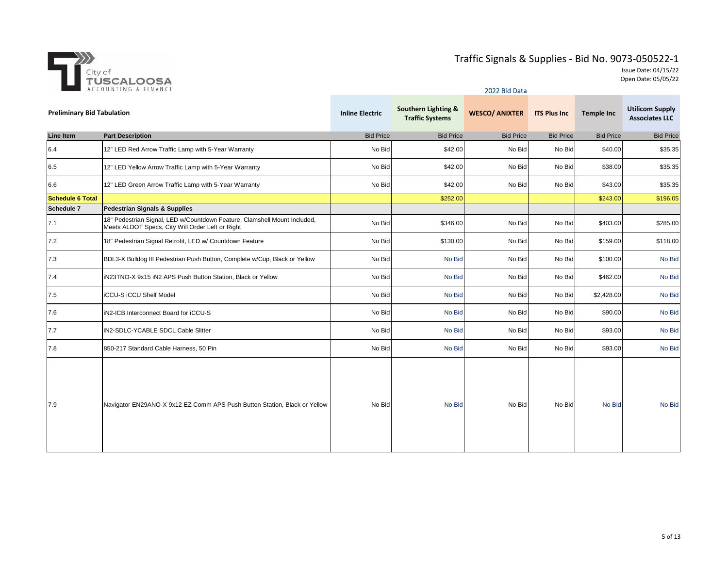# Traffic Signals & Supplies - Bid No. 9073-050522-1

City of Tuscaloosa Accounting & Finance

Issue Date: 04/15/22
Open Date: 05/05/22

2022 Bid Data

**Preliminary Bid Tabulation**

| Line Item | Part Description | Inline Electric | Southern Lighting & Traffic Systems | WESCO/ ANIXTER | ITS Plus Inc | Temple Inc | Utilicom Supply Associates LLC |
|---|---|---|---|---|---|---|---|
| | | Bid Price | Bid Price | Bid Price | Bid Price | Bid Price | Bid Price |
| 6.4 | 12" LED Red Arrow Traffic Lamp with 5-Year Warranty | No Bid | $42.00 | No Bid | No Bid | $40.00 | $35.35 |
| 6.5 | 12" LED Yellow Arrow Traffic Lamp with 5-Year Warranty | No Bid | $42.00 | No Bid | No Bid | $38.00 | $35.35 |
| 6.6 | 12" LED Green Arrow Traffic Lamp with 5-Year Warranty | No Bid | $42.00 | No Bid | No Bid | $43.00 | $35.35 |
| **Schedule 6 Total** | | | $252.00 | | | $243.00 | $196.05 |
| **Schedule 7** | **Pedestrian Signals & Supplies** | | | | | | |
| 7.1 | 18" Pedestrian Signal, LED w/Countdown Feature, Clamshell Mount Included, Meets ALDOT Specs, City Will Order Left or Right | No Bid | $346.00 | No Bid | No Bid | $403.00 | $285.00 |
| 7.2 | 18" Pedestrian Signal Retrofit, LED w/ Countdown Feature | No Bid | $130.00 | No Bid | No Bid | $159.00 | $118.00 |
| 7.3 | BDL3-X Bulldog III Pedestrian Push Button, Complete w/Cup, Black or Yellow | No Bid | No Bid | No Bid | No Bid | $100.00 | No Bid |
| 7.4 | iN23TNO-X 9x15 iN2 APS Push Button Station, Black or Yellow | No Bid | No Bid | No Bid | No Bid | $462.00 | No Bid |
| 7.5 | iCCU-S iCCU Shelf Model | No Bid | No Bid | No Bid | No Bid | $2,428.00 | No Bid |
| 7.6 | iN2-ICB Interconnect Board for iCCU-S | No Bid | No Bid | No Bid | No Bid | $90.00 | No Bid |
| 7.7 | iN2-SDLC-YCABLE SDCL Cable Slitter | No Bid | No Bid | No Bid | No Bid | $93.00 | No Bid |
| 7.8 | 850-217 Standard Cable Harness, 50 Pin | No Bid | No Bid | No Bid | No Bid | $93.00 | No Bid |
| 7.9 | Navigator EN29ANO-X 9x12 EZ Comm APS Push Button Station, Black or Yellow | No Bid | No Bid | No Bid | No Bid | No Bid | No Bid |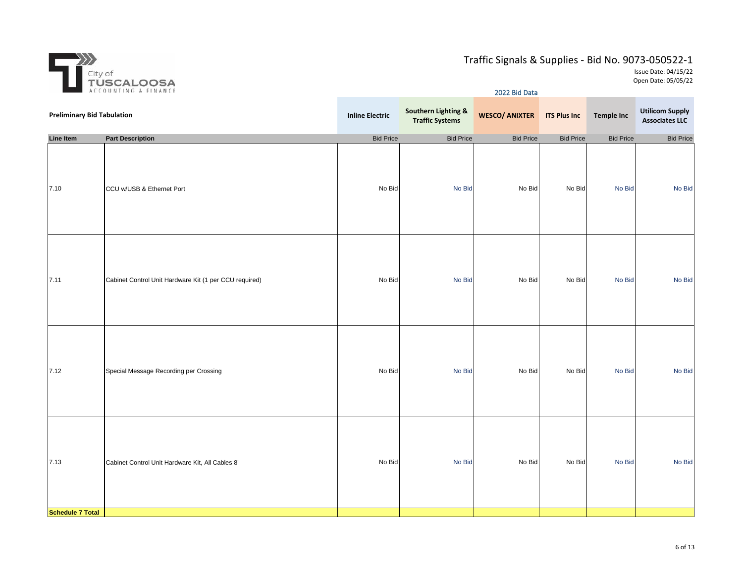City of TUSCALOOSA ACCOUNTING & FINANCE

# Traffic Signals & Supplies - Bid No. 9073-050522-1

Issue Date: 04/15/22
Open Date: 05/05/22

2022 Bid Data

**Preliminary Bid Tabulation**

| Line Item | Part Description | Inline Electric | Southern Lighting & Traffic Systems | WESCO/ ANIXTER | ITS Plus Inc | Temple Inc | Utilicom Supply Associates LLC |
|---|---|---|---|---|---|---|---|
| | | Bid Price | Bid Price | Bid Price | Bid Price | Bid Price | Bid Price |
| 7.10 | CCU w/USB & Ethernet Port | No Bid | No Bid | No Bid | No Bid | No Bid | No Bid |
| 7.11 | Cabinet Control Unit Hardware Kit (1 per CCU required) | No Bid | No Bid | No Bid | No Bid | No Bid | No Bid |
| 7.12 | Special Message Recording per Crossing | No Bid | No Bid | No Bid | No Bid | No Bid | No Bid |
| 7.13 | Cabinet Control Unit Hardware Kit, All Cables 8' | No Bid | No Bid | No Bid | No Bid | No Bid | No Bid |
| **Schedule 7 Total** | | | | | | | |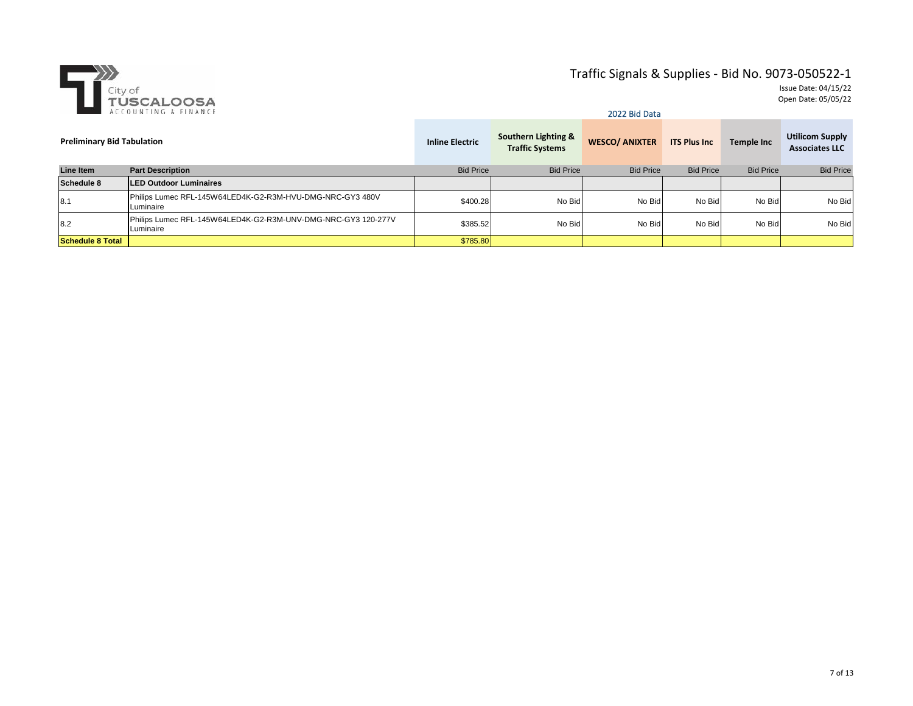City of TUSCALOOSA ACCOUNTING & FINANCE

# Traffic Signals & Supplies - Bid No. 9073-050522-1

Issue Date: 04/15/22
Open Date: 05/05/22

2022 Bid Data

**Preliminary Bid Tabulation**

| Line Item | Part Description | Inline Electric | Southern Lighting & Traffic Systems | WESCO/ ANIXTER | ITS Plus Inc | Temple Inc | Utilicom Supply Associates LLC |
|---|---|---|---|---|---|---|---|
| | | Bid Price | Bid Price | Bid Price | Bid Price | Bid Price | Bid Price |
| **Schedule 8** | **LED Outdoor Luminaires** | | | | | | |
| 8.1 | Philips Lumec RFL-145W64LED4K-G2-R3M-HVU-DMG-NRC-GY3 480V Luminaire | $400.28 | No Bid | No Bid | No Bid | No Bid | No Bid |
| 8.2 | Philips Lumec RFL-145W64LED4K-G2-R3M-UNV-DMG-NRC-GY3 120-277V Luminaire | $385.52 | No Bid | No Bid | No Bid | No Bid | No Bid |
| **Schedule 8 Total** | | $785.80 | | | | | |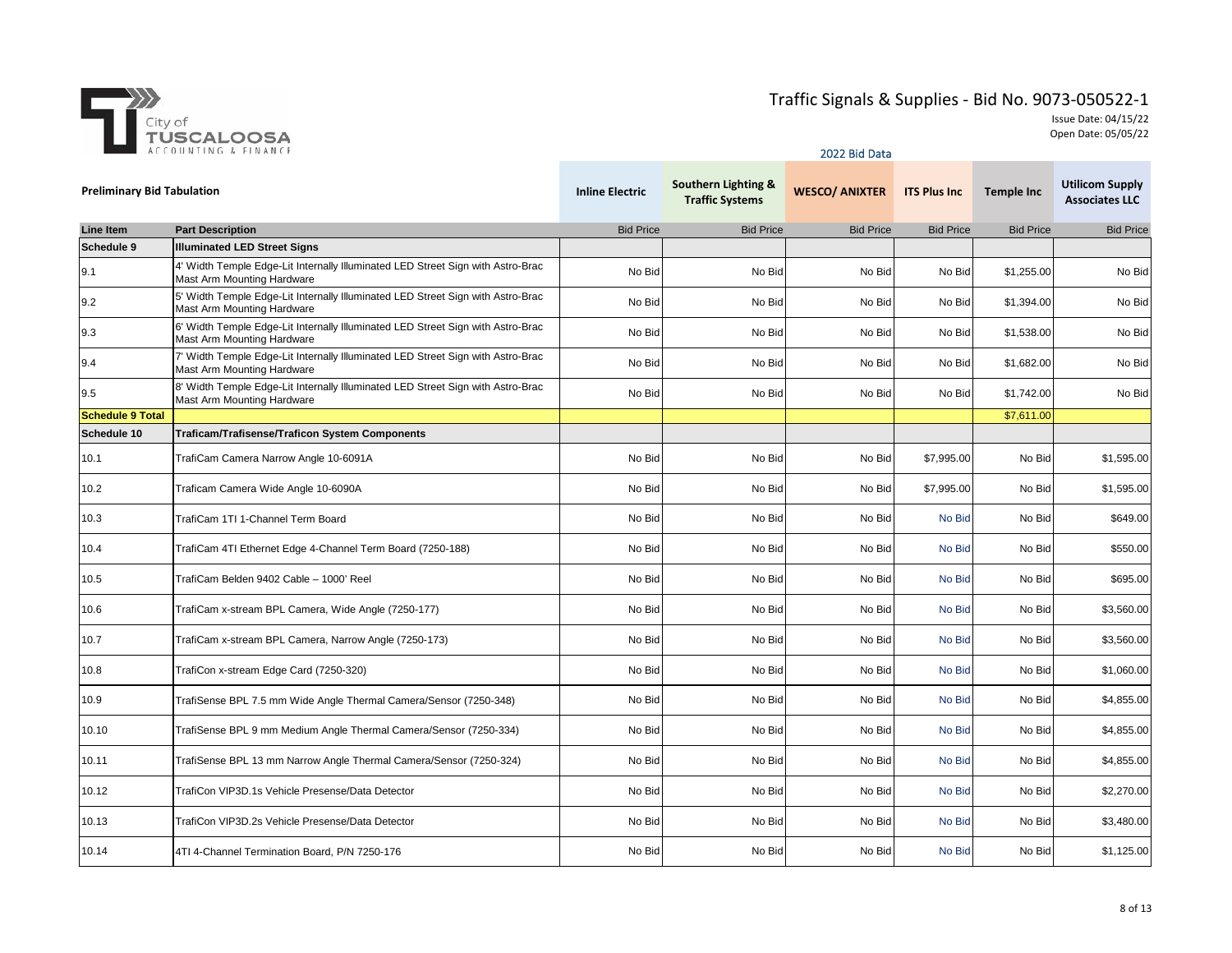City of TUSCALOOSA ACCOUNTING & FINANCE

# Traffic Signals & Supplies - Bid No. 9073-050522-1

Issue Date: 04/15/22
Open Date: 05/05/22

2022 Bid Data

**Preliminary Bid Tabulation**

| Line Item | Part Description | Inline Electric | Southern Lighting & Traffic Systems | WESCO/ ANIXTER | ITS Plus Inc | Temple Inc | Utilicom Supply Associates LLC |
|---|---|---|---|---|---|---|---|
| | | Bid Price | Bid Price | Bid Price | Bid Price | Bid Price | Bid Price |
| **Schedule 9** | **Illuminated LED Street Signs** | | | | | | |
| 9.1 | 4' Width Temple Edge-Lit Internally Illuminated LED Street Sign with Astro-Brac Mast Arm Mounting Hardware | No Bid | No Bid | No Bid | No Bid | $1,255.00 | No Bid |
| 9.2 | 5' Width Temple Edge-Lit Internally Illuminated LED Street Sign with Astro-Brac Mast Arm Mounting Hardware | No Bid | No Bid | No Bid | No Bid | $1,394.00 | No Bid |
| 9.3 | 6' Width Temple Edge-Lit Internally Illuminated LED Street Sign with Astro-Brac Mast Arm Mounting Hardware | No Bid | No Bid | No Bid | No Bid | $1,538.00 | No Bid |
| 9.4 | 7' Width Temple Edge-Lit Internally Illuminated LED Street Sign with Astro-Brac Mast Arm Mounting Hardware | No Bid | No Bid | No Bid | No Bid | $1,682.00 | No Bid |
| 9.5 | 8' Width Temple Edge-Lit Internally Illuminated LED Street Sign with Astro-Brac Mast Arm Mounting Hardware | No Bid | No Bid | No Bid | No Bid | $1,742.00 | No Bid |
| **Schedule 9 Total** | | | | | | $7,611.00 | |
| **Schedule 10** | **Traficam/Trafisense/Traficon System Components** | | | | | | |
| 10.1 | TrafiCam Camera Narrow Angle 10-6091A | No Bid | No Bid | No Bid | $7,995.00 | No Bid | $1,595.00 |
| 10.2 | Traficam Camera Wide Angle 10-6090A | No Bid | No Bid | No Bid | $7,995.00 | No Bid | $1,595.00 |
| 10.3 | TrafiCam 1TI 1-Channel Term Board | No Bid | No Bid | No Bid | No Bid | No Bid | $649.00 |
| 10.4 | TrafiCam 4TI Ethernet Edge 4-Channel Term Board (7250-188) | No Bid | No Bid | No Bid | No Bid | No Bid | $550.00 |
| 10.5 | TrafiCam Belden 9402 Cable – 1000' Reel | No Bid | No Bid | No Bid | No Bid | No Bid | $695.00 |
| 10.6 | TrafiCam x-stream BPL Camera, Wide Angle (7250-177) | No Bid | No Bid | No Bid | No Bid | No Bid | $3,560.00 |
| 10.7 | TrafiCam x-stream BPL Camera, Narrow Angle (7250-173) | No Bid | No Bid | No Bid | No Bid | No Bid | $3,560.00 |
| 10.8 | TrafiCon x-stream Edge Card (7250-320) | No Bid | No Bid | No Bid | No Bid | No Bid | $1,060.00 |
| 10.9 | TrafiSense BPL 7.5 mm Wide Angle Thermal Camera/Sensor (7250-348) | No Bid | No Bid | No Bid | No Bid | No Bid | $4,855.00 |
| 10.10 | TrafiSense BPL 9 mm Medium Angle Thermal Camera/Sensor (7250-334) | No Bid | No Bid | No Bid | No Bid | No Bid | $4,855.00 |
| 10.11 | TrafiSense BPL 13 mm Narrow Angle Thermal Camera/Sensor (7250-324) | No Bid | No Bid | No Bid | No Bid | No Bid | $4,855.00 |
| 10.12 | TrafiCon VIP3D.1s Vehicle Presense/Data Detector | No Bid | No Bid | No Bid | No Bid | No Bid | $2,270.00 |
| 10.13 | TrafiCon VIP3D.2s Vehicle Presense/Data Detector | No Bid | No Bid | No Bid | No Bid | No Bid | $3,480.00 |
| 10.14 | 4TI 4-Channel Termination Board, P/N 7250-176 | No Bid | No Bid | No Bid | No Bid | No Bid | $1,125.00 |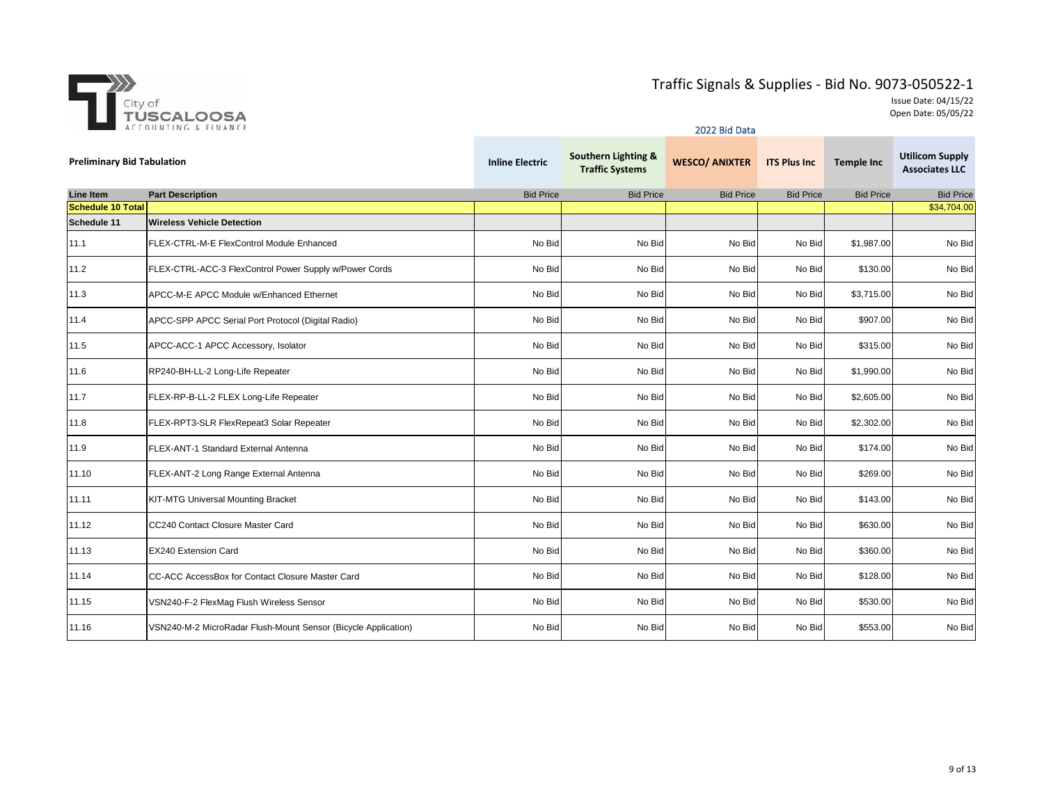City of TUSCALOOSA ACCOUNTING & FINANCE

# Traffic Signals & Supplies - Bid No. 9073-050522-1

Issue Date: 04/15/22
Open Date: 05/05/22

2022 Bid Data

**Preliminary Bid Tabulation**

| Line Item | Part Description | Inline Electric | Southern Lighting & Traffic Systems | WESCO/ ANIXTER | ITS Plus Inc | Temple Inc | Utilicom Supply Associates LLC |
|---|---|---|---|---|---|---|---|
| | | Bid Price | Bid Price | Bid Price | Bid Price | Bid Price | Bid Price |
| **Schedule 10 Total** | | | | | | | $34,704.00 |
| **Schedule 11** | **Wireless Vehicle Detection** | | | | | | |
| 11.1 | FLEX-CTRL-M-E FlexControl Module Enhanced | No Bid | No Bid | No Bid | No Bid | $1,987.00 | No Bid |
| 11.2 | FLEX-CTRL-ACC-3 FlexControl Power Supply w/Power Cords | No Bid | No Bid | No Bid | No Bid | $130.00 | No Bid |
| 11.3 | APCC-M-E APCC Module w/Enhanced Ethernet | No Bid | No Bid | No Bid | No Bid | $3,715.00 | No Bid |
| 11.4 | APCC-SPP APCC Serial Port Protocol (Digital Radio) | No Bid | No Bid | No Bid | No Bid | $907.00 | No Bid |
| 11.5 | APCC-ACC-1 APCC Accessory, Isolator | No Bid | No Bid | No Bid | No Bid | $315.00 | No Bid |
| 11.6 | RP240-BH-LL-2 Long-Life Repeater | No Bid | No Bid | No Bid | No Bid | $1,990.00 | No Bid |
| 11.7 | FLEX-RP-B-LL-2 FLEX Long-Life Repeater | No Bid | No Bid | No Bid | No Bid | $2,605.00 | No Bid |
| 11.8 | FLEX-RPT3-SLR FlexRepeat3 Solar Repeater | No Bid | No Bid | No Bid | No Bid | $2,302.00 | No Bid |
| 11.9 | FLEX-ANT-1 Standard External Antenna | No Bid | No Bid | No Bid | No Bid | $174.00 | No Bid |
| 11.10 | FLEX-ANT-2 Long Range External Antenna | No Bid | No Bid | No Bid | No Bid | $269.00 | No Bid |
| 11.11 | KIT-MTG Universal Mounting Bracket | No Bid | No Bid | No Bid | No Bid | $143.00 | No Bid |
| 11.12 | CC240 Contact Closure Master Card | No Bid | No Bid | No Bid | No Bid | $630.00 | No Bid |
| 11.13 | EX240 Extension Card | No Bid | No Bid | No Bid | No Bid | $360.00 | No Bid |
| 11.14 | CC-ACC AccessBox for Contact Closure Master Card | No Bid | No Bid | No Bid | No Bid | $128.00 | No Bid |
| 11.15 | VSN240-F-2 FlexMag Flush Wireless Sensor | No Bid | No Bid | No Bid | No Bid | $530.00 | No Bid |
| 11.16 | VSN240-M-2 MicroRadar Flush-Mount Sensor (Bicycle Application) | No Bid | No Bid | No Bid | No Bid | $553.00 | No Bid |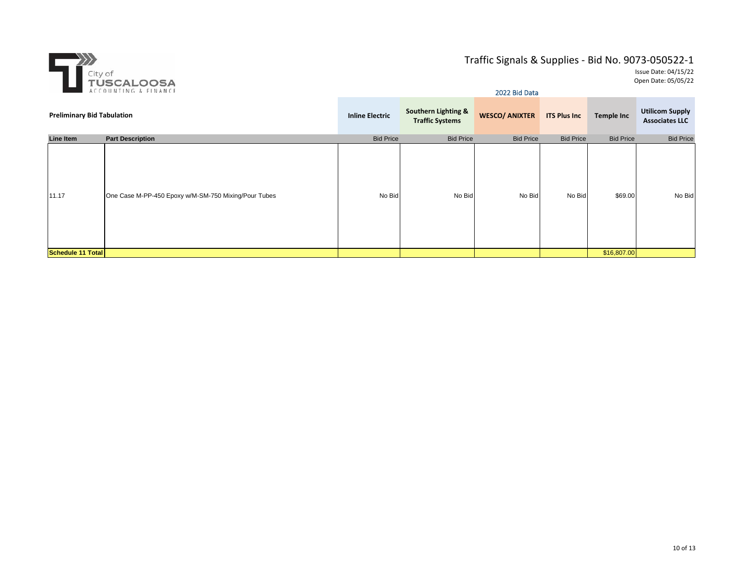# Traffic Signals & Supplies - Bid No. 9073-050522-1

City of TUSCALOOSA ACCOUNTING & FINANCE

Issue Date: 04/15/22
Open Date: 05/05/22

2022 Bid Data

**Preliminary Bid Tabulation**

| | | **Inline Electric** | **Southern Lighting & Traffic Systems** | **WESCO/ ANIXTER** | **ITS Plus Inc** | **Temple Inc** | **Utilicom Supply Associates LLC** |
|---|---|---|---|---|---|---|---|
| **Line Item** | **Part Description** | Bid Price | Bid Price | Bid Price | Bid Price | Bid Price | Bid Price |
| 11.17 | One Case M-PP-450 Epoxy w/M-SM-750 Mixing/Pour Tubes | No Bid | No Bid | No Bid | No Bid | $69.00 | No Bid |
| **Schedule 11 Total** | | | | | | $16,807.00 | |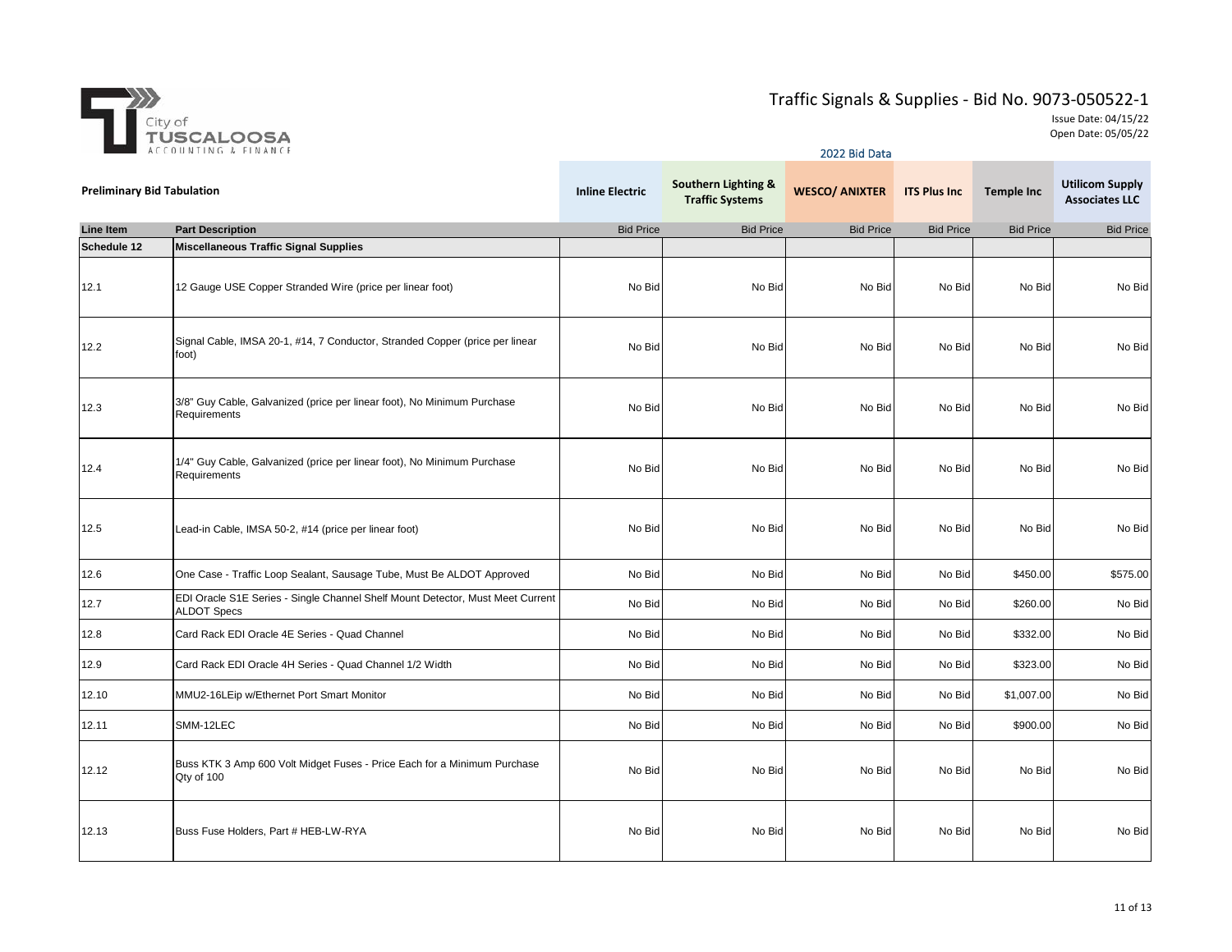City of TUSCALOOSA ACCOUNTING & FINANCE

# Traffic Signals & Supplies - Bid No. 9073-050522-1

Issue Date: 04/15/22
Open Date: 05/05/22

2022 Bid Data

**Preliminary Bid Tabulation**

| Line Item | Part Description | Inline Electric | Southern Lighting & Traffic Systems | WESCO/ ANIXTER | ITS Plus Inc | Temple Inc | Utilicom Supply Associates LLC |
|---|---|---|---|---|---|---|---|
| | | Bid Price | Bid Price | Bid Price | Bid Price | Bid Price | Bid Price |
| **Schedule 12** | **Miscellaneous Traffic Signal Supplies** | | | | | | |
| 12.1 | 12 Gauge USE Copper Stranded Wire (price per linear foot) | No Bid | No Bid | No Bid | No Bid | No Bid | No Bid |
| 12.2 | Signal Cable, IMSA 20-1, #14, 7 Conductor, Stranded Copper (price per linear foot) | No Bid | No Bid | No Bid | No Bid | No Bid | No Bid |
| 12.3 | 3/8" Guy Cable, Galvanized (price per linear foot), No Minimum Purchase Requirements | No Bid | No Bid | No Bid | No Bid | No Bid | No Bid |
| 12.4 | 1/4" Guy Cable, Galvanized (price per linear foot), No Minimum Purchase Requirements | No Bid | No Bid | No Bid | No Bid | No Bid | No Bid |
| 12.5 | Lead-in Cable, IMSA 50-2, #14 (price per linear foot) | No Bid | No Bid | No Bid | No Bid | No Bid | No Bid |
| 12.6 | One Case - Traffic Loop Sealant, Sausage Tube, Must Be ALDOT Approved | No Bid | No Bid | No Bid | No Bid | $450.00 | $575.00 |
| 12.7 | EDI Oracle S1E Series - Single Channel Shelf Mount Detector, Must Meet Current ALDOT Specs | No Bid | No Bid | No Bid | No Bid | $260.00 | No Bid |
| 12.8 | Card Rack EDI Oracle 4E Series - Quad Channel | No Bid | No Bid | No Bid | No Bid | $332.00 | No Bid |
| 12.9 | Card Rack EDI Oracle 4H Series - Quad Channel 1/2 Width | No Bid | No Bid | No Bid | No Bid | $323.00 | No Bid |
| 12.10 | MMU2-16LEip w/Ethernet Port Smart Monitor | No Bid | No Bid | No Bid | No Bid | $1,007.00 | No Bid |
| 12.11 | SMM-12LEC | No Bid | No Bid | No Bid | No Bid | $900.00 | No Bid |
| 12.12 | Buss KTK 3 Amp 600 Volt Midget Fuses - Price Each for a Minimum Purchase Qty of 100 | No Bid | No Bid | No Bid | No Bid | No Bid | No Bid |
| 12.13 | Buss Fuse Holders, Part # HEB-LW-RYA | No Bid | No Bid | No Bid | No Bid | No Bid | No Bid |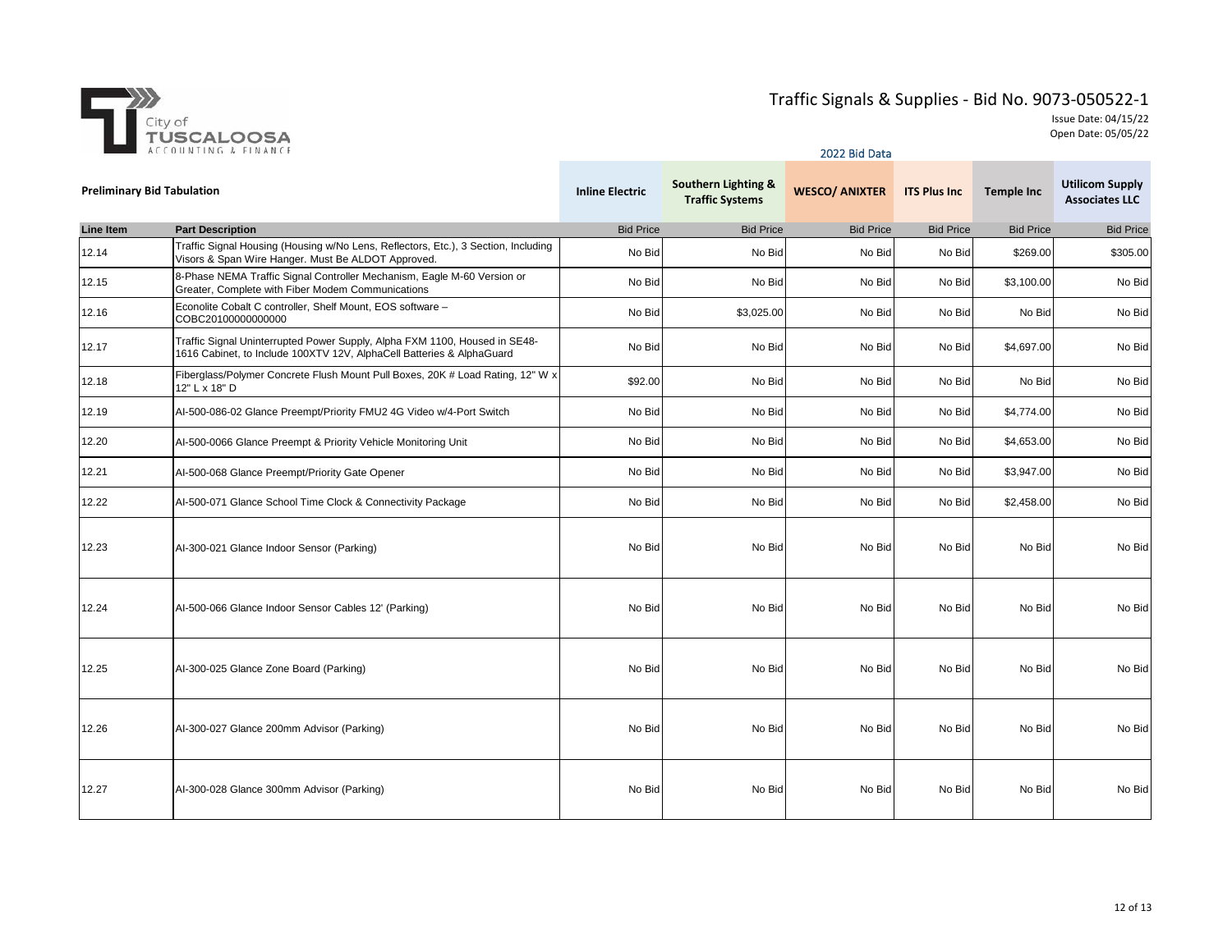City of TUSCALOOSA ACCOUNTING & FINANCE

# Traffic Signals & Supplies - Bid No. 9073-050522-1

Issue Date: 04/15/22
Open Date: 05/05/22

2022 Bid Data

**Preliminary Bid Tabulation**

| Line Item | Part Description | Inline Electric | Southern Lighting & Traffic Systems | WESCO/ ANIXTER | ITS Plus Inc | Temple Inc | Utilicom Supply Associates LLC |
|---|---|---|---|---|---|---|---|
| | | Bid Price | Bid Price | Bid Price | Bid Price | Bid Price | Bid Price |
| 12.14 | Traffic Signal Housing (Housing w/No Lens, Reflectors, Etc.), 3 Section, Including Visors & Span Wire Hanger. Must Be ALDOT Approved. | No Bid | No Bid | No Bid | No Bid | $269.00 | $305.00 |
| 12.15 | 8-Phase NEMA Traffic Signal Controller Mechanism, Eagle M-60 Version or Greater, Complete with Fiber Modem Communications | No Bid | No Bid | No Bid | No Bid | $3,100.00 | No Bid |
| 12.16 | Econolite Cobalt C controller, Shelf Mount, EOS software – COBC20100000000000 | No Bid | $3,025.00 | No Bid | No Bid | No Bid | No Bid |
| 12.17 | Traffic Signal Uninterrupted Power Supply, Alpha FXM 1100, Housed in SE48-1616 Cabinet, to Include 100XTV 12V, AlphaCell Batteries & AlphaGuard | No Bid | No Bid | No Bid | No Bid | $4,697.00 | No Bid |
| 12.18 | Fiberglass/Polymer Concrete Flush Mount Pull Boxes, 20K # Load Rating, 12" W x 12" L x 18" D | $92.00 | No Bid | No Bid | No Bid | No Bid | No Bid |
| 12.19 | AI-500-086-02 Glance Preempt/Priority FMU2 4G Video w/4-Port Switch | No Bid | No Bid | No Bid | No Bid | $4,774.00 | No Bid |
| 12.20 | AI-500-0066 Glance Preempt & Priority Vehicle Monitoring Unit | No Bid | No Bid | No Bid | No Bid | $4,653.00 | No Bid |
| 12.21 | AI-500-068 Glance Preempt/Priority Gate Opener | No Bid | No Bid | No Bid | No Bid | $3,947.00 | No Bid |
| 12.22 | AI-500-071 Glance School Time Clock & Connectivity Package | No Bid | No Bid | No Bid | No Bid | $2,458.00 | No Bid |
| 12.23 | AI-300-021 Glance Indoor Sensor (Parking) | No Bid | No Bid | No Bid | No Bid | No Bid | No Bid |
| 12.24 | AI-500-066 Glance Indoor Sensor Cables 12' (Parking) | No Bid | No Bid | No Bid | No Bid | No Bid | No Bid |
| 12.25 | AI-300-025 Glance Zone Board (Parking) | No Bid | No Bid | No Bid | No Bid | No Bid | No Bid |
| 12.26 | AI-300-027 Glance 200mm Advisor (Parking) | No Bid | No Bid | No Bid | No Bid | No Bid | No Bid |
| 12.27 | AI-300-028 Glance 300mm Advisor (Parking) | No Bid | No Bid | No Bid | No Bid | No Bid | No Bid |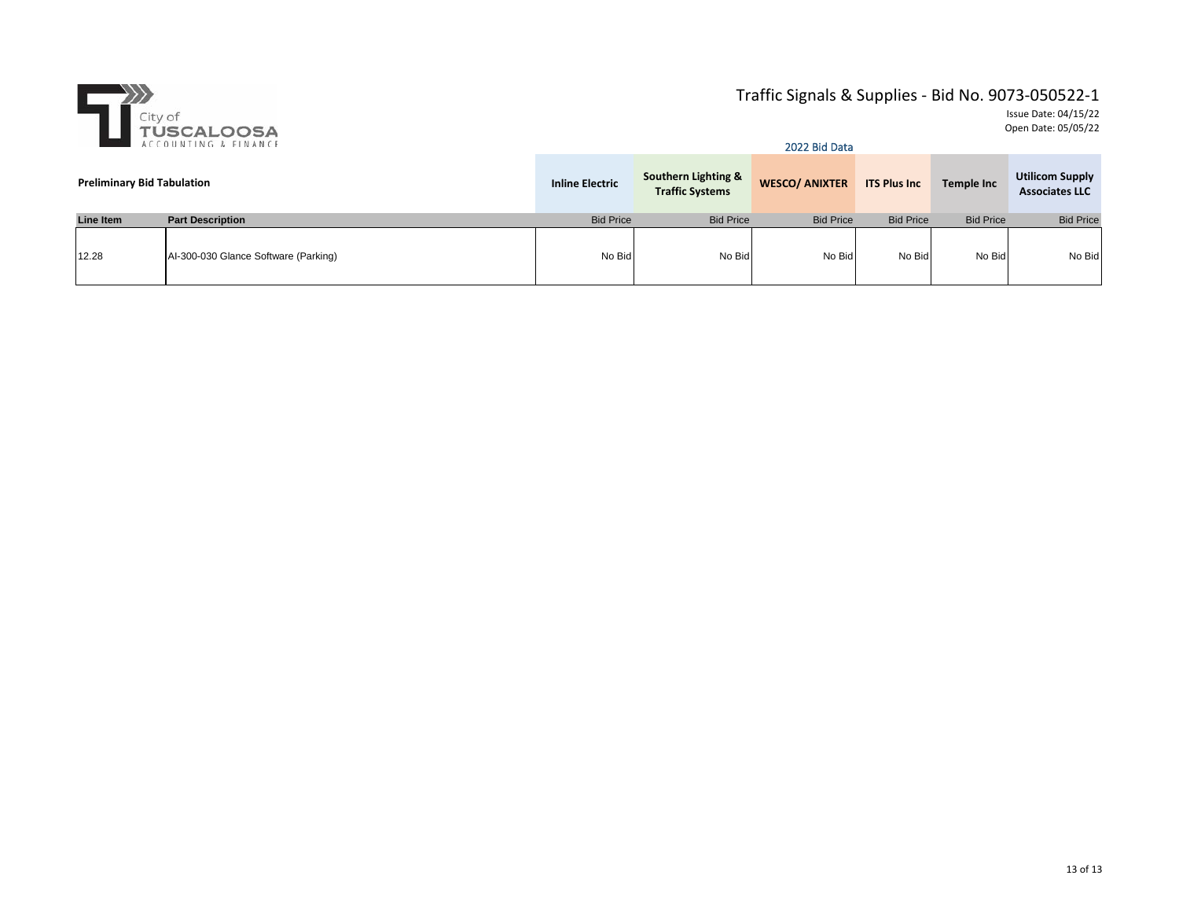# Traffic Signals & Supplies - Bid No. 9073-050522-1

Issue Date: 04/15/22
Open Date: 05/05/22

2022 Bid Data

**Preliminary Bid Tabulation**

| Line Item | Part Description | Inline Electric | Southern Lighting & Traffic Systems | WESCO/ ANIXTER | ITS Plus Inc | Temple Inc | Utilicom Supply Associates LLC |
|---|---|---|---|---|---|---|---|
| | | Bid Price | Bid Price | Bid Price | Bid Price | Bid Price | Bid Price |
| 12.28 | AI-300-030 Glance Software (Parking) | No Bid | No Bid | No Bid | No Bid | No Bid | No Bid |